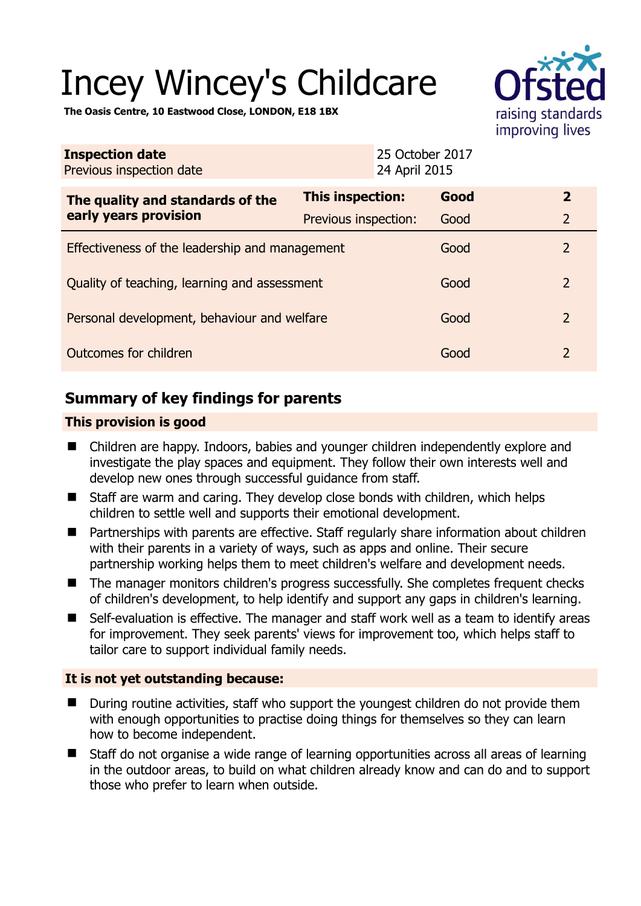# Incey Wincey's Childcare

**The Oasis Centre, 10 Eastwood Close, LONDON, E18 1BX**

| **Inspection date** | 25 October 2017 |
|---|---|
| Previous inspection date | 24 April 2015 |

| **The quality and standards of the early years provision** | **This inspection:** | **Good** | **2** |
|---|---|---|---|
| | Previous inspection: | Good | 2 |
| Effectiveness of the leadership and management | | Good | 2 |
| Quality of teaching, learning and assessment | | Good | 2 |
| Personal development, behaviour and welfare | | Good | 2 |
| Outcomes for children | | Good | 2 |

## Summary of key findings for parents

### This provision is good

- Children are happy. Indoors, babies and younger children independently explore and investigate the play spaces and equipment. They follow their own interests well and develop new ones through successful guidance from staff.
- Staff are warm and caring. They develop close bonds with children, which helps children to settle well and supports their emotional development.
- Partnerships with parents are effective. Staff regularly share information about children with their parents in a variety of ways, such as apps and online. Their secure partnership working helps them to meet children's welfare and development needs.
- The manager monitors children's progress successfully. She completes frequent checks of children's development, to help identify and support any gaps in children's learning.
- Self-evaluation is effective. The manager and staff work well as a team to identify areas for improvement. They seek parents' views for improvement too, which helps staff to tailor care to support individual family needs.

### It is not yet outstanding because:

- During routine activities, staff who support the youngest children do not provide them with enough opportunities to practise doing things for themselves so they can learn how to become independent.
- Staff do not organise a wide range of learning opportunities across all areas of learning in the outdoor areas, to build on what children already know and can do and to support those who prefer to learn when outside.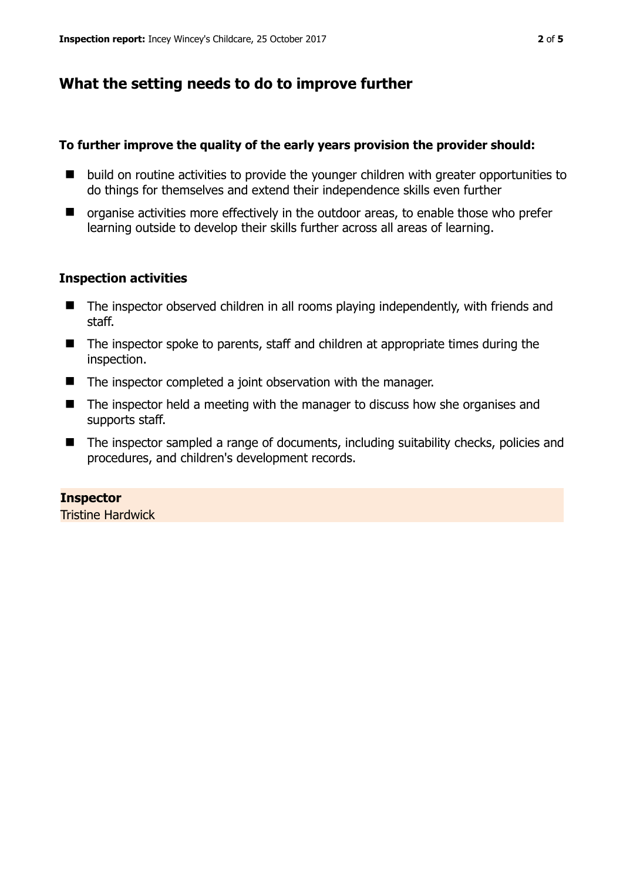## What the setting needs to do to improve further

**To further improve the quality of the early years provision the provider should:**

- build on routine activities to provide the younger children with greater opportunities to do things for themselves and extend their independence skills even further
- organise activities more effectively in the outdoor areas, to enable those who prefer learning outside to develop their skills further across all areas of learning.

### Inspection activities

- The inspector observed children in all rooms playing independently, with friends and staff.
- The inspector spoke to parents, staff and children at appropriate times during the inspection.
- The inspector completed a joint observation with the manager.
- The inspector held a meeting with the manager to discuss how she organises and supports staff.
- The inspector sampled a range of documents, including suitability checks, policies and procedures, and children's development records.

**Inspector**
Tristine Hardwick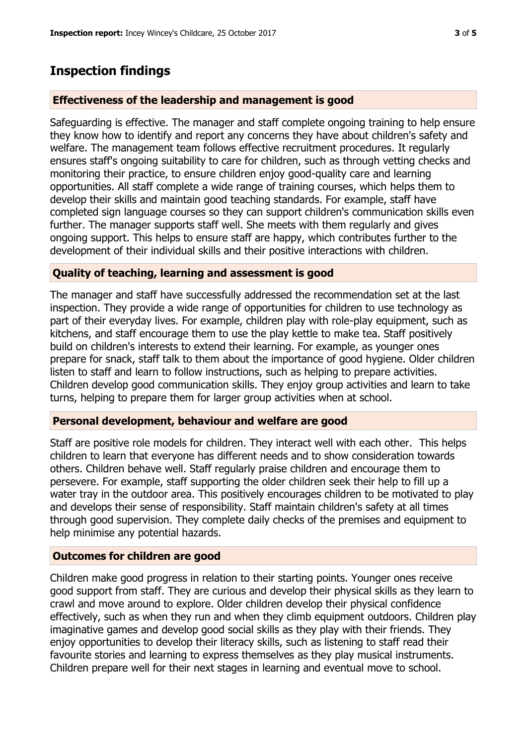## Inspection findings

### Effectiveness of the leadership and management is good

Safeguarding is effective. The manager and staff complete ongoing training to help ensure they know how to identify and report any concerns they have about children's safety and welfare. The management team follows effective recruitment procedures. It regularly ensures staff's ongoing suitability to care for children, such as through vetting checks and monitoring their practice, to ensure children enjoy good-quality care and learning opportunities. All staff complete a wide range of training courses, which helps them to develop their skills and maintain good teaching standards. For example, staff have completed sign language courses so they can support children's communication skills even further. The manager supports staff well. She meets with them regularly and gives ongoing support. This helps to ensure staff are happy, which contributes further to the development of their individual skills and their positive interactions with children.

### Quality of teaching, learning and assessment is good

The manager and staff have successfully addressed the recommendation set at the last inspection. They provide a wide range of opportunities for children to use technology as part of their everyday lives. For example, children play with role-play equipment, such as kitchens, and staff encourage them to use the play kettle to make tea. Staff positively build on children's interests to extend their learning. For example, as younger ones prepare for snack, staff talk to them about the importance of good hygiene. Older children listen to staff and learn to follow instructions, such as helping to prepare activities. Children develop good communication skills. They enjoy group activities and learn to take turns, helping to prepare them for larger group activities when at school.

### Personal development, behaviour and welfare are good

Staff are positive role models for children. They interact well with each other. This helps children to learn that everyone has different needs and to show consideration towards others. Children behave well. Staff regularly praise children and encourage them to persevere. For example, staff supporting the older children seek their help to fill up a water tray in the outdoor area. This positively encourages children to be motivated to play and develops their sense of responsibility. Staff maintain children's safety at all times through good supervision. They complete daily checks of the premises and equipment to help minimise any potential hazards.

### Outcomes for children are good

Children make good progress in relation to their starting points. Younger ones receive good support from staff. They are curious and develop their physical skills as they learn to crawl and move around to explore. Older children develop their physical confidence effectively, such as when they run and when they climb equipment outdoors. Children play imaginative games and develop good social skills as they play with their friends. They enjoy opportunities to develop their literacy skills, such as listening to staff read their favourite stories and learning to express themselves as they play musical instruments. Children prepare well for their next stages in learning and eventual move to school.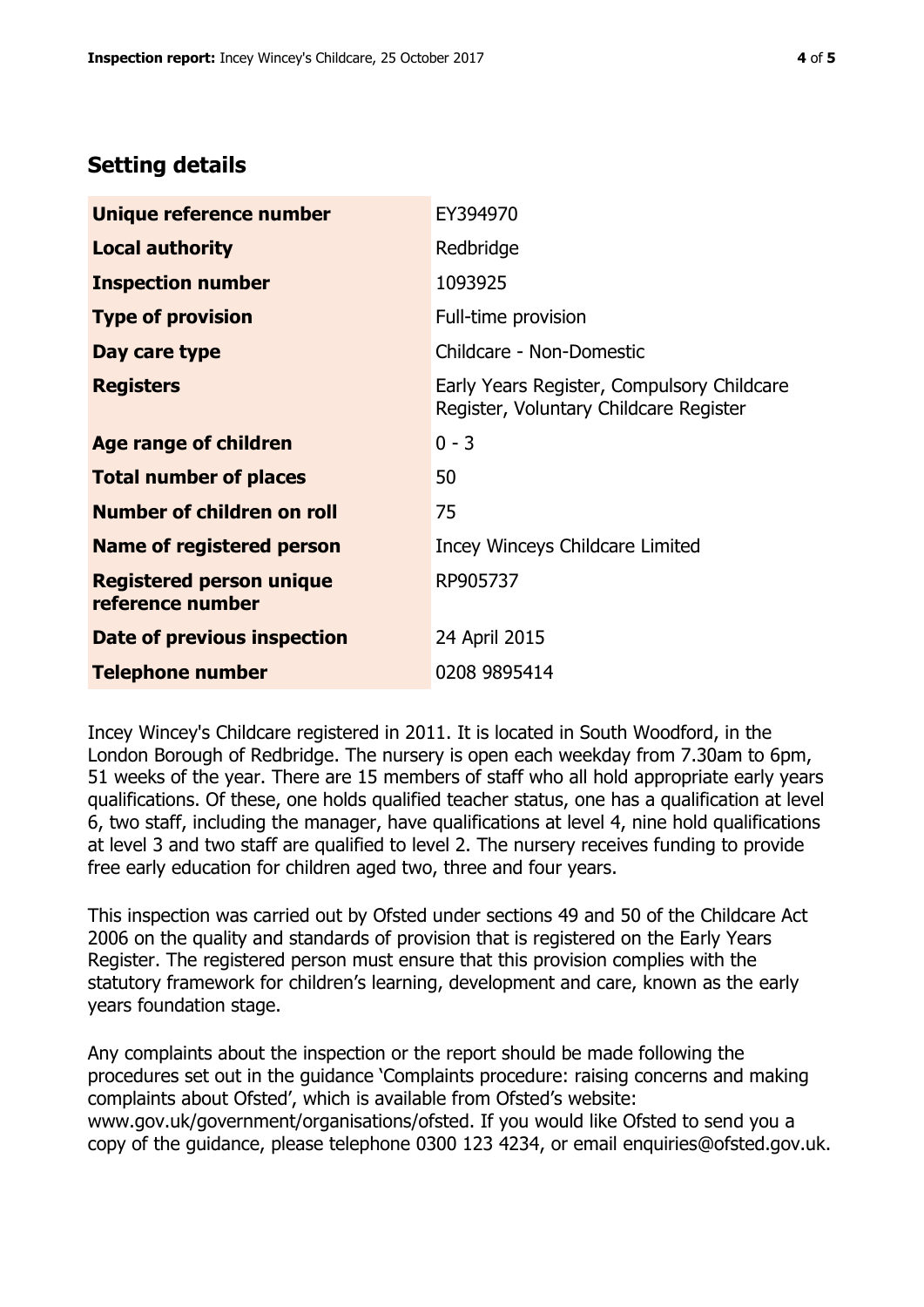## Setting details

| | |
|---|---|
| **Unique reference number** | EY394970 |
| **Local authority** | Redbridge |
| **Inspection number** | 1093925 |
| **Type of provision** | Full-time provision |
| **Day care type** | Childcare - Non-Domestic |
| **Registers** | Early Years Register, Compulsory Childcare Register, Voluntary Childcare Register |
| **Age range of children** | 0 - 3 |
| **Total number of places** | 50 |
| **Number of children on roll** | 75 |
| **Name of registered person** | Incey Winceys Childcare Limited |
| **Registered person unique reference number** | RP905737 |
| **Date of previous inspection** | 24 April 2015 |
| **Telephone number** | 0208 9895414 |

Incey Wincey's Childcare registered in 2011. It is located in South Woodford, in the London Borough of Redbridge. The nursery is open each weekday from 7.30am to 6pm, 51 weeks of the year. There are 15 members of staff who all hold appropriate early years qualifications. Of these, one holds qualified teacher status, one has a qualification at level 6, two staff, including the manager, have qualifications at level 4, nine hold qualifications at level 3 and two staff are qualified to level 2. The nursery receives funding to provide free early education for children aged two, three and four years.

This inspection was carried out by Ofsted under sections 49 and 50 of the Childcare Act 2006 on the quality and standards of provision that is registered on the Early Years Register. The registered person must ensure that this provision complies with the statutory framework for children's learning, development and care, known as the early years foundation stage.

Any complaints about the inspection or the report should be made following the procedures set out in the guidance 'Complaints procedure: raising concerns and making complaints about Ofsted', which is available from Ofsted's website: www.gov.uk/government/organisations/ofsted. If you would like Ofsted to send you a copy of the guidance, please telephone 0300 123 4234, or email enquiries@ofsted.gov.uk.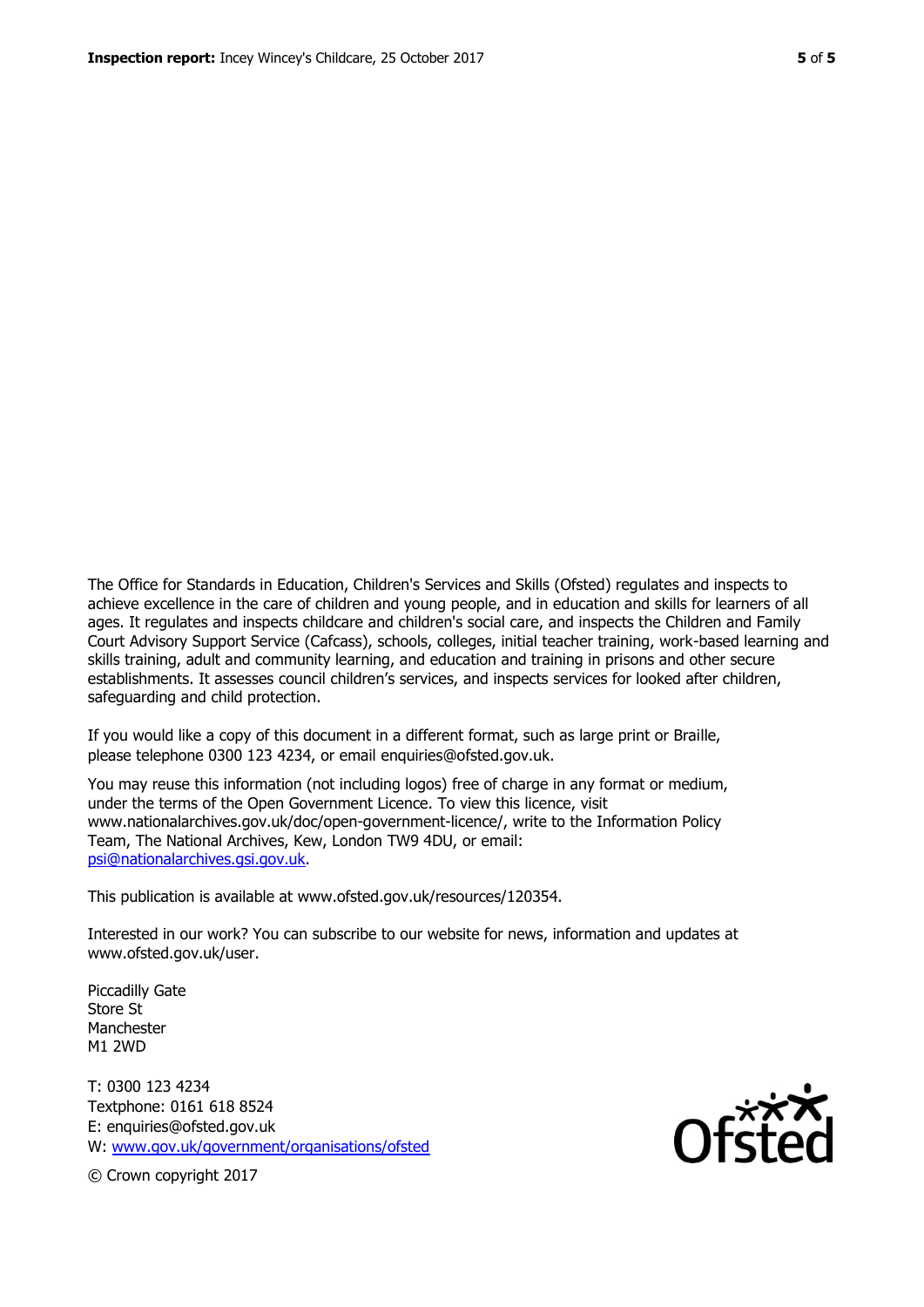The Office for Standards in Education, Children's Services and Skills (Ofsted) regulates and inspects to achieve excellence in the care of children and young people, and in education and skills for learners of all ages. It regulates and inspects childcare and children's social care, and inspects the Children and Family Court Advisory Support Service (Cafcass), schools, colleges, initial teacher training, work-based learning and skills training, adult and community learning, and education and training in prisons and other secure establishments. It assesses council children's services, and inspects services for looked after children, safeguarding and child protection.

If you would like a copy of this document in a different format, such as large print or Braille, please telephone 0300 123 4234, or email enquiries@ofsted.gov.uk.

You may reuse this information (not including logos) free of charge in any format or medium, under the terms of the Open Government Licence. To view this licence, visit www.nationalarchives.gov.uk/doc/open-government-licence/, write to the Information Policy Team, The National Archives, Kew, London TW9 4DU, or email: psi@nationalarchives.gsi.gov.uk.

This publication is available at www.ofsted.gov.uk/resources/120354.

Interested in our work? You can subscribe to our website for news, information and updates at www.ofsted.gov.uk/user.

Piccadilly Gate
Store St
Manchester
M1 2WD

T: 0300 123 4234
Textphone: 0161 618 8524
E: enquiries@ofsted.gov.uk
W: www.gov.uk/government/organisations/ofsted

© Crown copyright 2017